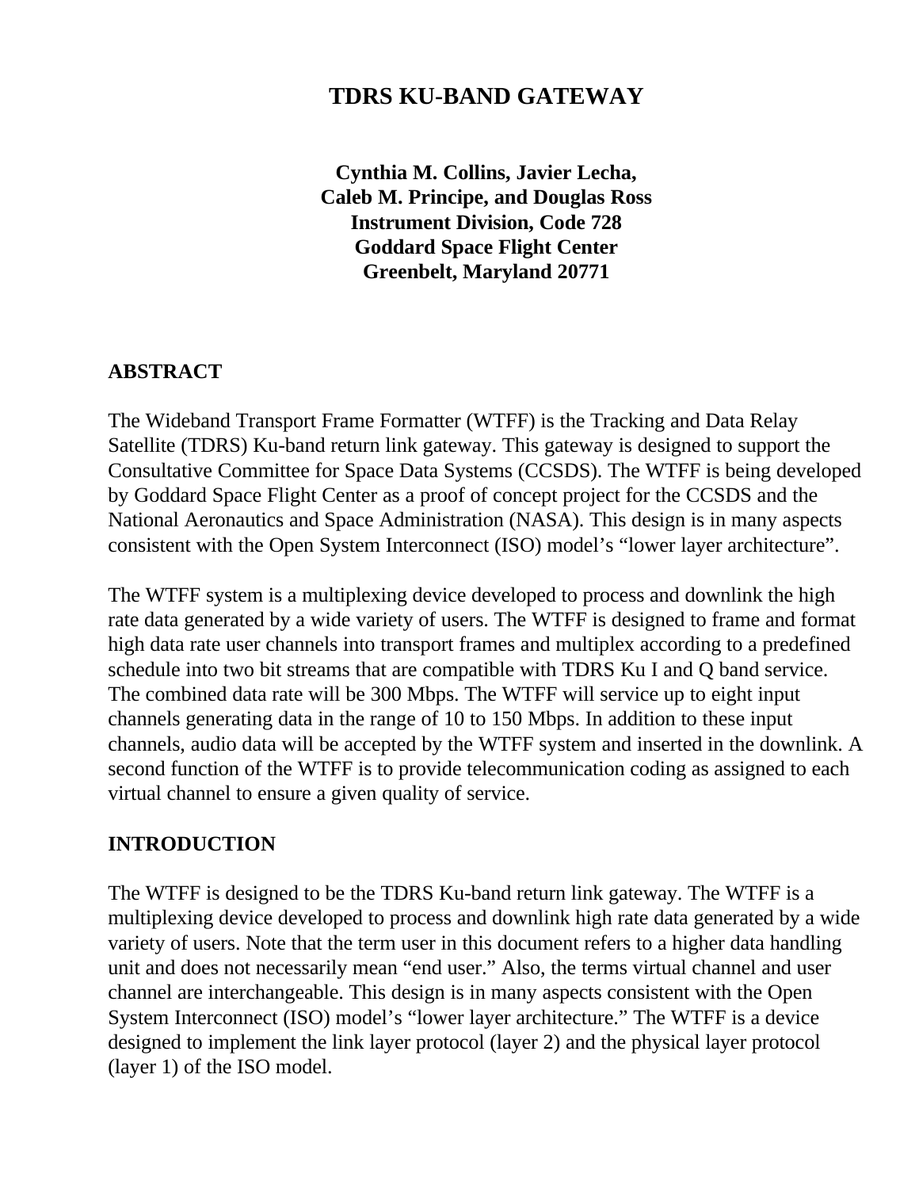# TDRS KU-BAND GATEWAY

**Cynthia M. Collins, Javier Lecha,**
**Caleb M. Principe, and Douglas Ross**
**Instrument Division, Code 728**
**Goddard Space Flight Center**
**Greenbelt, Maryland 20771**

## ABSTRACT

The Wideband Transport Frame Formatter (WTFF) is the Tracking and Data Relay Satellite (TDRS) Ku-band return link gateway. This gateway is designed to support the Consultative Committee for Space Data Systems (CCSDS). The WTFF is being developed by Goddard Space Flight Center as a proof of concept project for the CCSDS and the National Aeronautics and Space Administration (NASA). This design is in many aspects consistent with the Open System Interconnect (ISO) model's "lower layer architecture".

The WTFF system is a multiplexing device developed to process and downlink the high rate data generated by a wide variety of users. The WTFF is designed to frame and format high data rate user channels into transport frames and multiplex according to a predefined schedule into two bit streams that are compatible with TDRS Ku I and Q band service. The combined data rate will be 300 Mbps. The WTFF will service up to eight input channels generating data in the range of 10 to 150 Mbps. In addition to these input channels, audio data will be accepted by the WTFF system and inserted in the downlink. A second function of the WTFF is to provide telecommunication coding as assigned to each virtual channel to ensure a given quality of service.

## INTRODUCTION

The WTFF is designed to be the TDRS Ku-band return link gateway. The WTFF is a multiplexing device developed to process and downlink high rate data generated by a wide variety of users. Note that the term user in this document refers to a higher data handling unit and does not necessarily mean "end user." Also, the terms virtual channel and user channel are interchangeable. This design is in many aspects consistent with the Open System Interconnect (ISO) model's "lower layer architecture." The WTFF is a device designed to implement the link layer protocol (layer 2) and the physical layer protocol (layer 1) of the ISO model.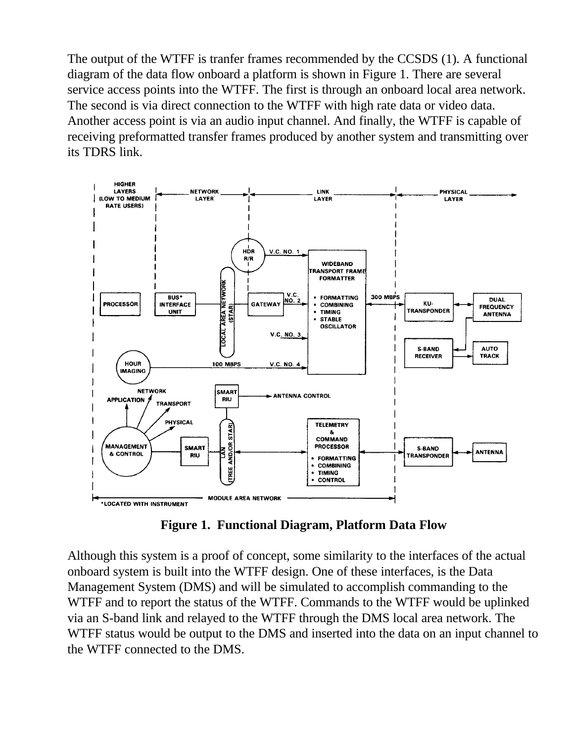The output of the WTFF is tranfer frames recommended by the CCSDS (1). A functional diagram of the data flow onboard a platform is shown in Figure 1. There are several service access points into the WTFF. The first is through an onboard local area network. The second is via direct connection to the WTFF with high rate data or video data. Another access point is via an audio input channel. And finally, the WTFF is capable of receiving preformatted transfer frames produced by another system and transmitting over its TDRS link.

**Figure 1. Functional Diagram, Platform Data Flow**

Although this system is a proof of concept, some similarity to the interfaces of the actual onboard system is built into the WTFF design. One of these interfaces, is the Data Management System (DMS) and will be simulated to accomplish commanding to the WTFF and to report the status of the WTFF. Commands to the WTFF would be uplinked via an S-band link and relayed to the WTFF through the DMS local area network. The WTFF status would be output to the DMS and inserted into the data on an input channel to the WTFF connected to the DMS.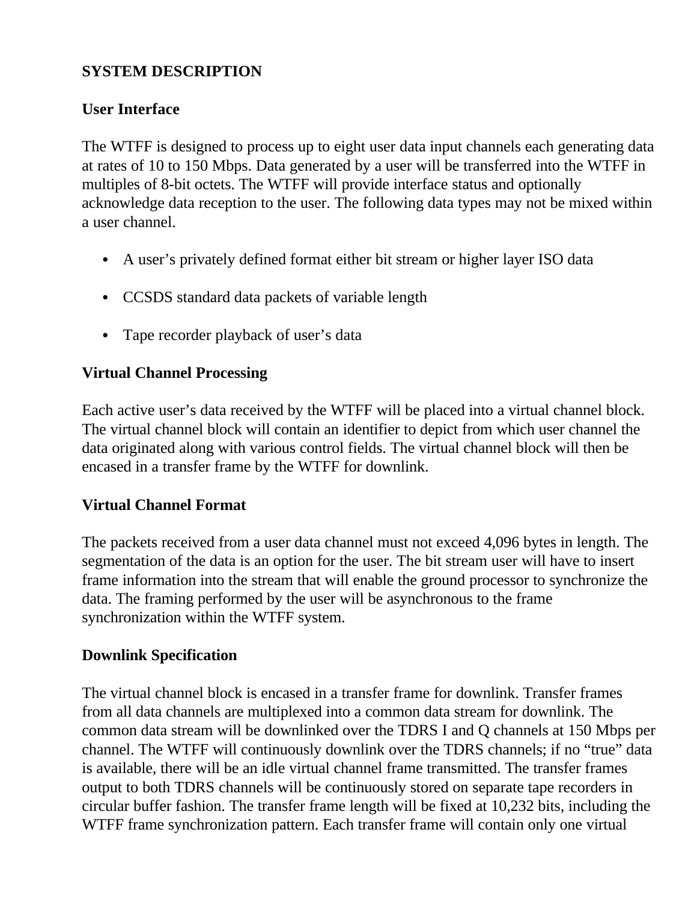## SYSTEM DESCRIPTION

### User Interface

The WTFF is designed to process up to eight user data input channels each generating data at rates of 10 to 150 Mbps. Data generated by a user will be transferred into the WTFF in multiples of 8-bit octets. The WTFF will provide interface status and optionally acknowledge data reception to the user. The following data types may not be mixed within a user channel.

- A user's privately defined format either bit stream or higher layer ISO data
- CCSDS standard data packets of variable length
- Tape recorder playback of user's data

### Virtual Channel Processing

Each active user's data received by the WTFF will be placed into a virtual channel block. The virtual channel block will contain an identifier to depict from which user channel the data originated along with various control fields. The virtual channel block will then be encased in a transfer frame by the WTFF for downlink.

### Virtual Channel Format

The packets received from a user data channel must not exceed 4,096 bytes in length. The segmentation of the data is an option for the user. The bit stream user will have to insert frame information into the stream that will enable the ground processor to synchronize the data. The framing performed by the user will be asynchronous to the frame synchronization within the WTFF system.

### Downlink Specification

The virtual channel block is encased in a transfer frame for downlink. Transfer frames from all data channels are multiplexed into a common data stream for downlink. The common data stream will be downlinked over the TDRS I and Q channels at 150 Mbps per channel. The WTFF will continuously downlink over the TDRS channels; if no "true" data is available, there will be an idle virtual channel frame transmitted. The transfer frames output to both TDRS channels will be continuously stored on separate tape recorders in circular buffer fashion. The transfer frame length will be fixed at 10,232 bits, including the WTFF frame synchronization pattern. Each transfer frame will contain only one virtual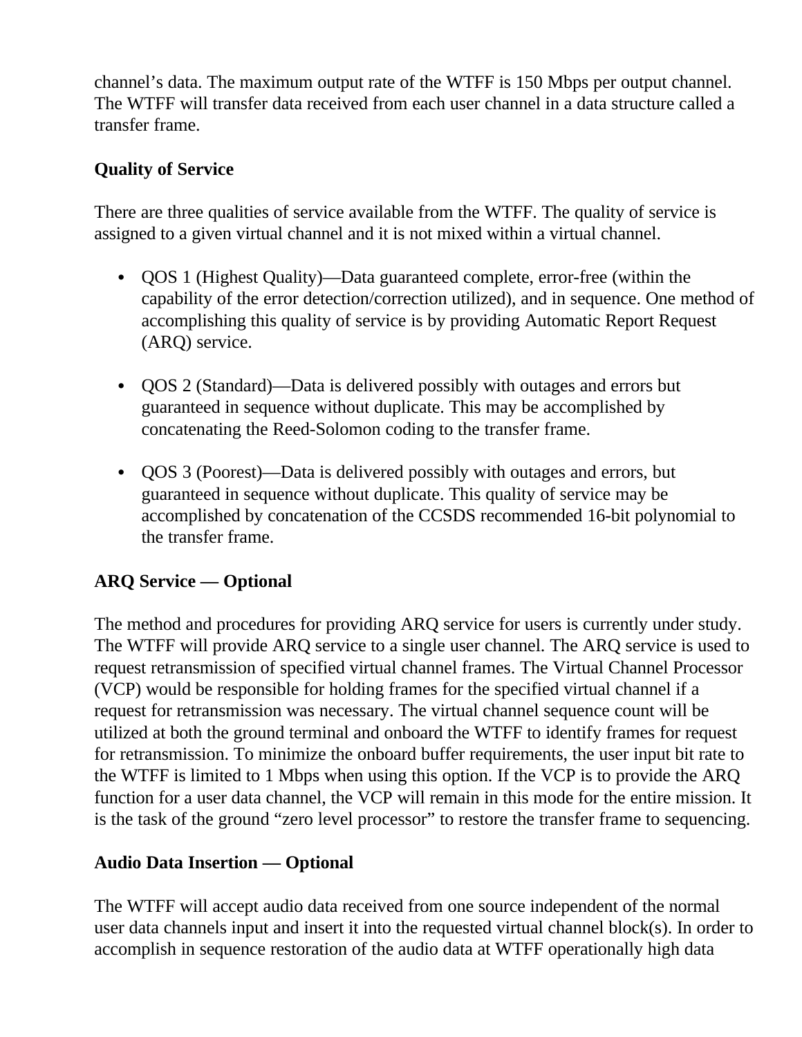channel's data. The maximum output rate of the WTFF is 150 Mbps per output channel. The WTFF will transfer data received from each user channel in a data structure called a transfer frame.

**Quality of Service**

There are three qualities of service available from the WTFF. The quality of service is assigned to a given virtual channel and it is not mixed within a virtual channel.

- QOS 1 (Highest Quality)—Data guaranteed complete, error-free (within the capability of the error detection/correction utilized), and in sequence. One method of accomplishing this quality of service is by providing Automatic Report Request (ARQ) service.

- QOS 2 (Standard)—Data is delivered possibly with outages and errors but guaranteed in sequence without duplicate. This may be accomplished by concatenating the Reed-Solomon coding to the transfer frame.

- QOS 3 (Poorest)—Data is delivered possibly with outages and errors, but guaranteed in sequence without duplicate. This quality of service may be accomplished by concatenation of the CCSDS recommended 16-bit polynomial to the transfer frame.

**ARQ Service — Optional**

The method and procedures for providing ARQ service for users is currently under study. The WTFF will provide ARQ service to a single user channel. The ARQ service is used to request retransmission of specified virtual channel frames. The Virtual Channel Processor (VCP) would be responsible for holding frames for the specified virtual channel if a request for retransmission was necessary. The virtual channel sequence count will be utilized at both the ground terminal and onboard the WTFF to identify frames for request for retransmission. To minimize the onboard buffer requirements, the user input bit rate to the WTFF is limited to 1 Mbps when using this option. If the VCP is to provide the ARQ function for a user data channel, the VCP will remain in this mode for the entire mission. It is the task of the ground "zero level processor" to restore the transfer frame to sequencing.

**Audio Data Insertion — Optional**

The WTFF will accept audio data received from one source independent of the normal user data channels input and insert it into the requested virtual channel block(s). In order to accomplish in sequence restoration of the audio data at WTFF operationally high data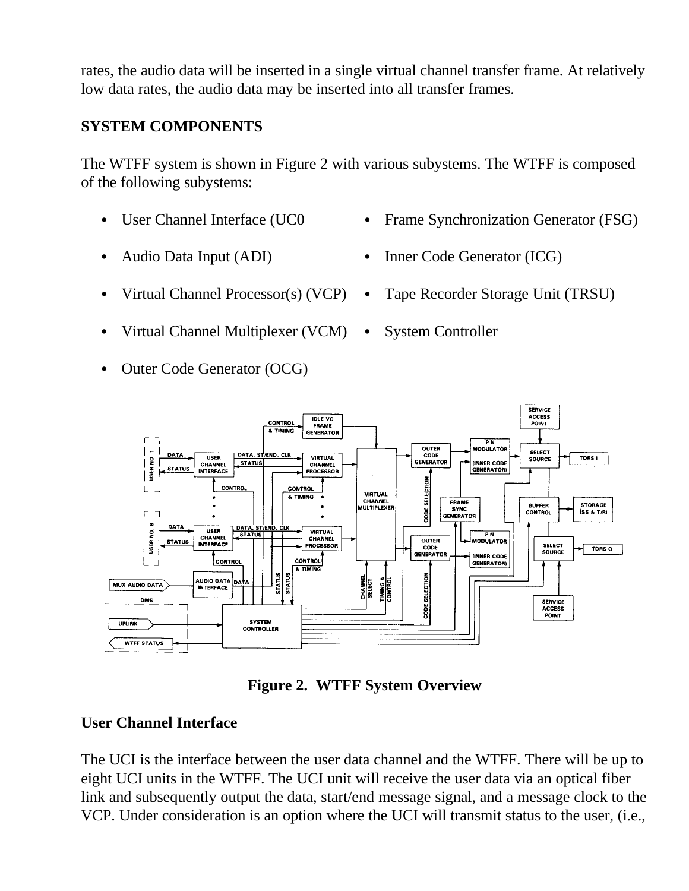rates, the audio data will be inserted in a single virtual channel transfer frame. At relatively low data rates, the audio data may be inserted into all transfer frames.

## SYSTEM COMPONENTS

The WTFF system is shown in Figure 2 with various subystems. The WTFF is composed of the following subystems:

- User Channel Interface (UC0
- Audio Data Input (ADI)
- Virtual Channel Processor(s) (VCP)
- Virtual Channel Multiplexer (VCM)
- Outer Code Generator (OCG)
- Frame Synchronization Generator (FSG)
- Inner Code Generator (ICG)
- Tape Recorder Storage Unit (TRSU)
- System Controller

**Figure 2. WTFF System Overview**

### User Channel Interface

The UCI is the interface between the user data channel and the WTFF. There will be up to eight UCI units in the WTFF. The UCI unit will receive the user data via an optical fiber link and subsequently output the data, start/end message signal, and a message clock to the VCP. Under consideration is an option where the UCI will transmit status to the user, (i.e.,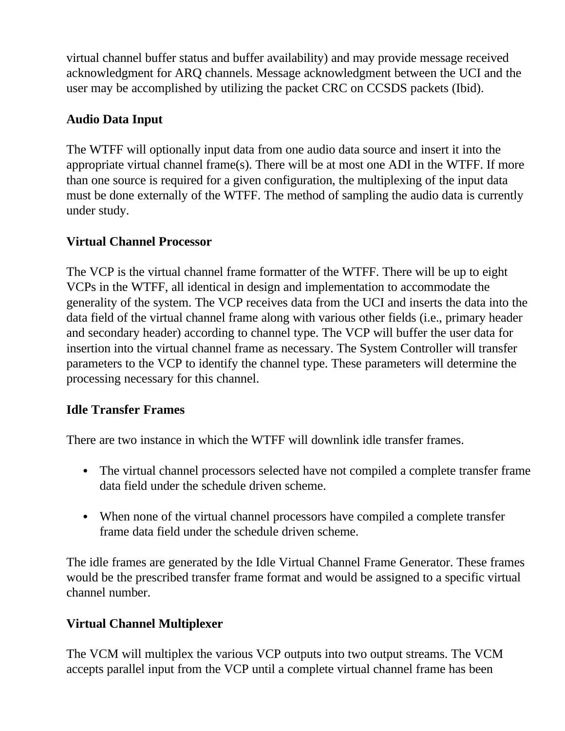virtual channel buffer status and buffer availability) and may provide message received acknowledgment for ARQ channels. Message acknowledgment between the UCI and the user may be accomplished by utilizing the packet CRC on CCSDS packets (Ibid).

**Audio Data Input**

The WTFF will optionally input data from one audio data source and insert it into the appropriate virtual channel frame(s). There will be at most one ADI in the WTFF. If more than one source is required for a given configuration, the multiplexing of the input data must be done externally of the WTFF. The method of sampling the audio data is currently under study.

**Virtual Channel Processor**

The VCP is the virtual channel frame formatter of the WTFF. There will be up to eight VCPs in the WTFF, all identical in design and implementation to accommodate the generality of the system. The VCP receives data from the UCI and inserts the data into the data field of the virtual channel frame along with various other fields (i.e., primary header and secondary header) according to channel type. The VCP will buffer the user data for insertion into the virtual channel frame as necessary. The System Controller will transfer parameters to the VCP to identify the channel type. These parameters will determine the processing necessary for this channel.

**Idle Transfer Frames**

There are two instance in which the WTFF will downlink idle transfer frames.

- The virtual channel processors selected have not compiled a complete transfer frame data field under the schedule driven scheme.

- When none of the virtual channel processors have compiled a complete transfer frame data field under the schedule driven scheme.

The idle frames are generated by the Idle Virtual Channel Frame Generator. These frames would be the prescribed transfer frame format and would be assigned to a specific virtual channel number.

**Virtual Channel Multiplexer**

The VCM will multiplex the various VCP outputs into two output streams. The VCM accepts parallel input from the VCP until a complete virtual channel frame has been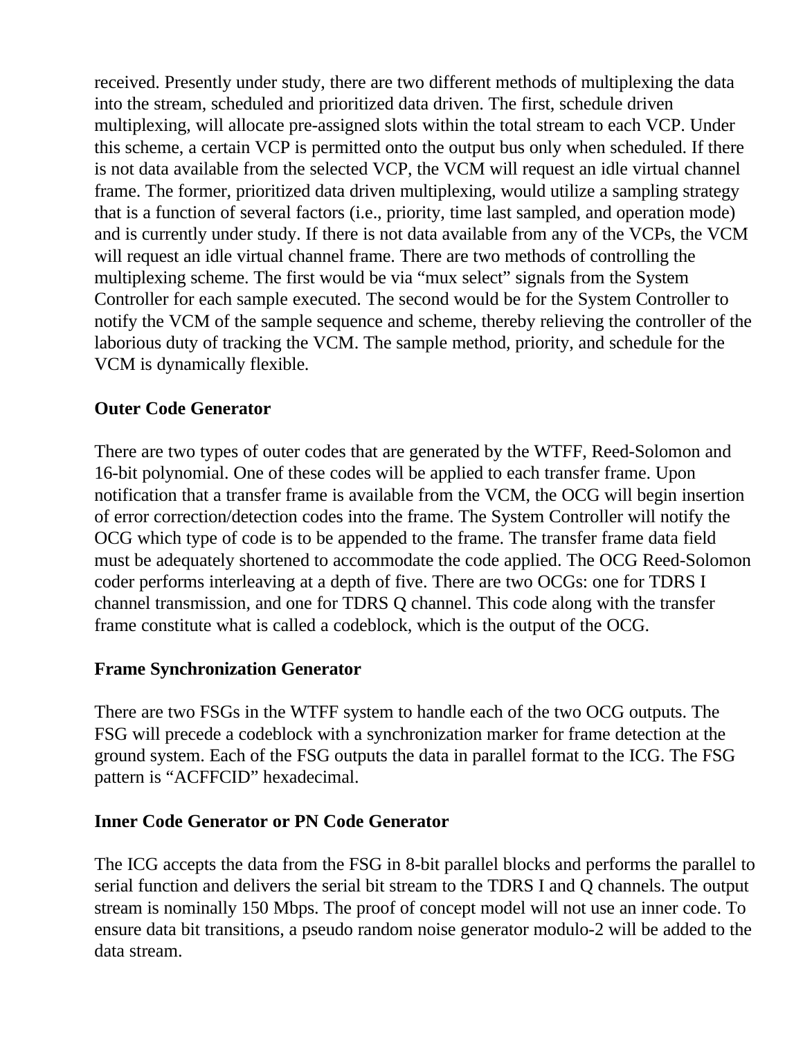received. Presently under study, there are two different methods of multiplexing the data into the stream, scheduled and prioritized data driven. The first, schedule driven multiplexing, will allocate pre-assigned slots within the total stream to each VCP. Under this scheme, a certain VCP is permitted onto the output bus only when scheduled. If there is not data available from the selected VCP, the VCM will request an idle virtual channel frame. The former, prioritized data driven multiplexing, would utilize a sampling strategy that is a function of several factors (i.e., priority, time last sampled, and operation mode) and is currently under study. If there is not data available from any of the VCPs, the VCM will request an idle virtual channel frame. There are two methods of controlling the multiplexing scheme. The first would be via “mux select” signals from the System Controller for each sample executed. The second would be for the System Controller to notify the VCM of the sample sequence and scheme, thereby relieving the controller of the laborious duty of tracking the VCM. The sample method, priority, and schedule for the VCM is dynamically flexible.

**Outer Code Generator**

There are two types of outer codes that are generated by the WTFF, Reed-Solomon and 16-bit polynomial. One of these codes will be applied to each transfer frame. Upon notification that a transfer frame is available from the VCM, the OCG will begin insertion of error correction/detection codes into the frame. The System Controller will notify the OCG which type of code is to be appended to the frame. The transfer frame data field must be adequately shortened to accommodate the code applied. The OCG Reed-Solomon coder performs interleaving at a depth of five. There are two OCGs: one for TDRS I channel transmission, and one for TDRS Q channel. This code along with the transfer frame constitute what is called a codeblock, which is the output of the OCG.

**Frame Synchronization Generator**

There are two FSGs in the WTFF system to handle each of the two OCG outputs. The FSG will precede a codeblock with a synchronization marker for frame detection at the ground system. Each of the FSG outputs the data in parallel format to the ICG. The FSG pattern is “ACFFCID” hexadecimal.

**Inner Code Generator or PN Code Generator**

The ICG accepts the data from the FSG in 8-bit parallel blocks and performs the parallel to serial function and delivers the serial bit stream to the TDRS I and Q channels. The output stream is nominally 150 Mbps. The proof of concept model will not use an inner code. To ensure data bit transitions, a pseudo random noise generator modulo-2 will be added to the data stream.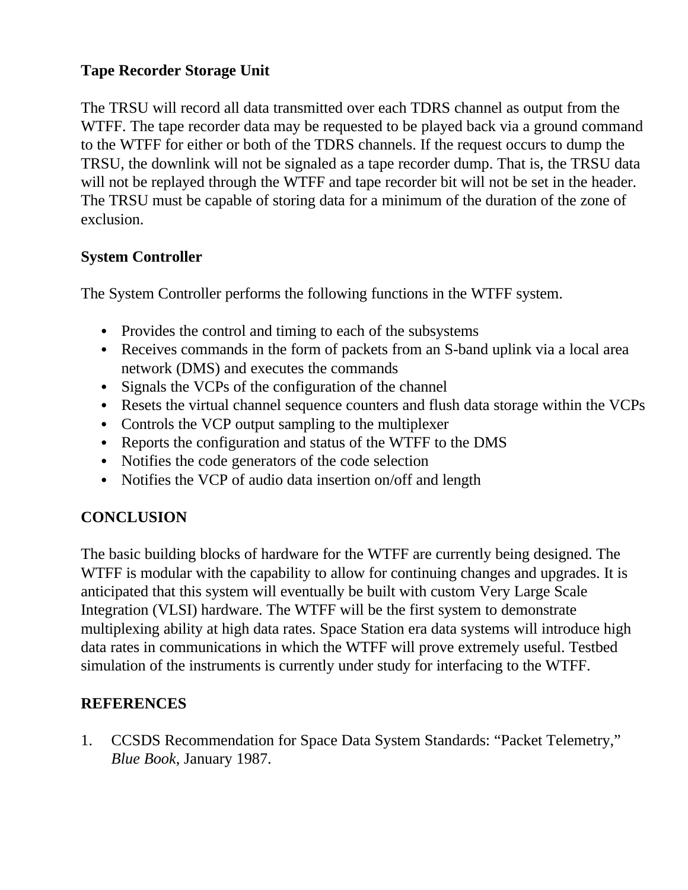### Tape Recorder Storage Unit

The TRSU will record all data transmitted over each TDRS channel as output from the WTFF. The tape recorder data may be requested to be played back via a ground command to the WTFF for either or both of the TDRS channels. If the request occurs to dump the TRSU, the downlink will not be signaled as a tape recorder dump. That is, the TRSU data will not be replayed through the WTFF and tape recorder bit will not be set in the header. The TRSU must be capable of storing data for a minimum of the duration of the zone of exclusion.

### System Controller

The System Controller performs the following functions in the WTFF system.

- Provides the control and timing to each of the subsystems
- Receives commands in the form of packets from an S-band uplink via a local area network (DMS) and executes the commands
- Signals the VCPs of the configuration of the channel
- Resets the virtual channel sequence counters and flush data storage within the VCPs
- Controls the VCP output sampling to the multiplexer
- Reports the configuration and status of the WTFF to the DMS
- Notifies the code generators of the code selection
- Notifies the VCP of audio data insertion on/off and length

## CONCLUSION

The basic building blocks of hardware for the WTFF are currently being designed. The WTFF is modular with the capability to allow for continuing changes and upgrades. It is anticipated that this system will eventually be built with custom Very Large Scale Integration (VLSI) hardware. The WTFF will be the first system to demonstrate multiplexing ability at high data rates. Space Station era data systems will introduce high data rates in communications in which the WTFF will prove extremely useful. Testbed simulation of the instruments is currently under study for interfacing to the WTFF.

## REFERENCES

1. CCSDS Recommendation for Space Data System Standards: "Packet Telemetry," *Blue Book*, January 1987.